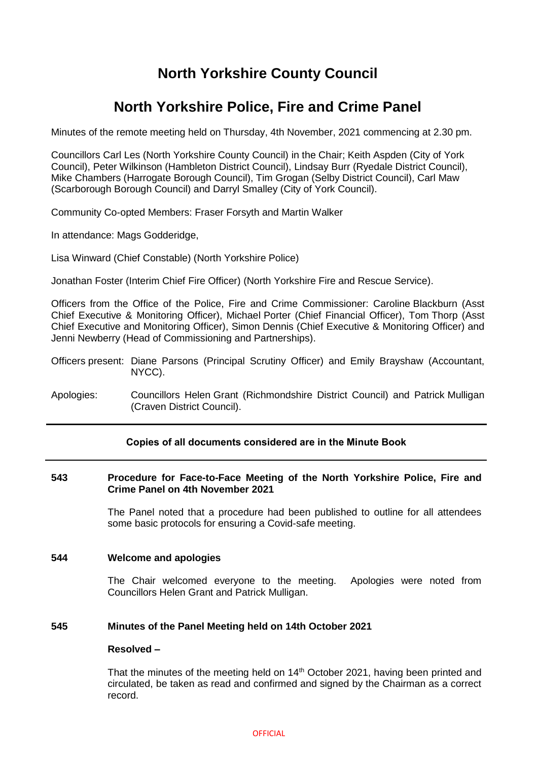# North Yorkshire County Council

## North Yorkshire Police, Fire and Crime Panel

Minutes of the remote meeting held on Thursday, 4th November, 2021 commencing at 2.30 pm.

Councillors Carl Les (North Yorkshire County Council) in the Chair; Keith Aspden (City of York Council), Peter Wilkinson (Hambleton District Council), Lindsay Burr (Ryedale District Council), Mike Chambers (Harrogate Borough Council), Tim Grogan (Selby District Council), Carl Maw (Scarborough Borough Council) and Darryl Smalley (City of York Council).

Community Co-opted Members: Fraser Forsyth and Martin Walker

In attendance: Mags Godderidge,

Lisa Winward (Chief Constable) (North Yorkshire Police)

Jonathan Foster (Interim Chief Fire Officer) (North Yorkshire Fire and Rescue Service).

Officers from the Office of the Police, Fire and Crime Commissioner: Caroline Blackburn (Asst Chief Executive & Monitoring Officer), Michael Porter (Chief Financial Officer), Tom Thorp (Asst Chief Executive and Monitoring Officer), Simon Dennis (Chief Executive & Monitoring Officer) and Jenni Newberry (Head of Commissioning and Partnerships).

Officers present: Diane Parsons (Principal Scrutiny Officer) and Emily Brayshaw (Accountant, NYCC).

Apologies: Councillors Helen Grant (Richmondshire District Council) and Patrick Mulligan (Craven District Council).

---

**Copies of all documents considered are in the Minute Book**

---

**543 Procedure for Face-to-Face Meeting of the North Yorkshire Police, Fire and Crime Panel on 4th November 2021**

The Panel noted that a procedure had been published to outline for all attendees some basic protocols for ensuring a Covid-safe meeting.

**544 Welcome and apologies**

The Chair welcomed everyone to the meeting. Apologies were noted from Councillors Helen Grant and Patrick Mulligan.

**545 Minutes of the Panel Meeting held on 14th October 2021**

**Resolved –**

That the minutes of the meeting held on 14th October 2021, having been printed and circulated, be taken as read and confirmed and signed by the Chairman as a correct record.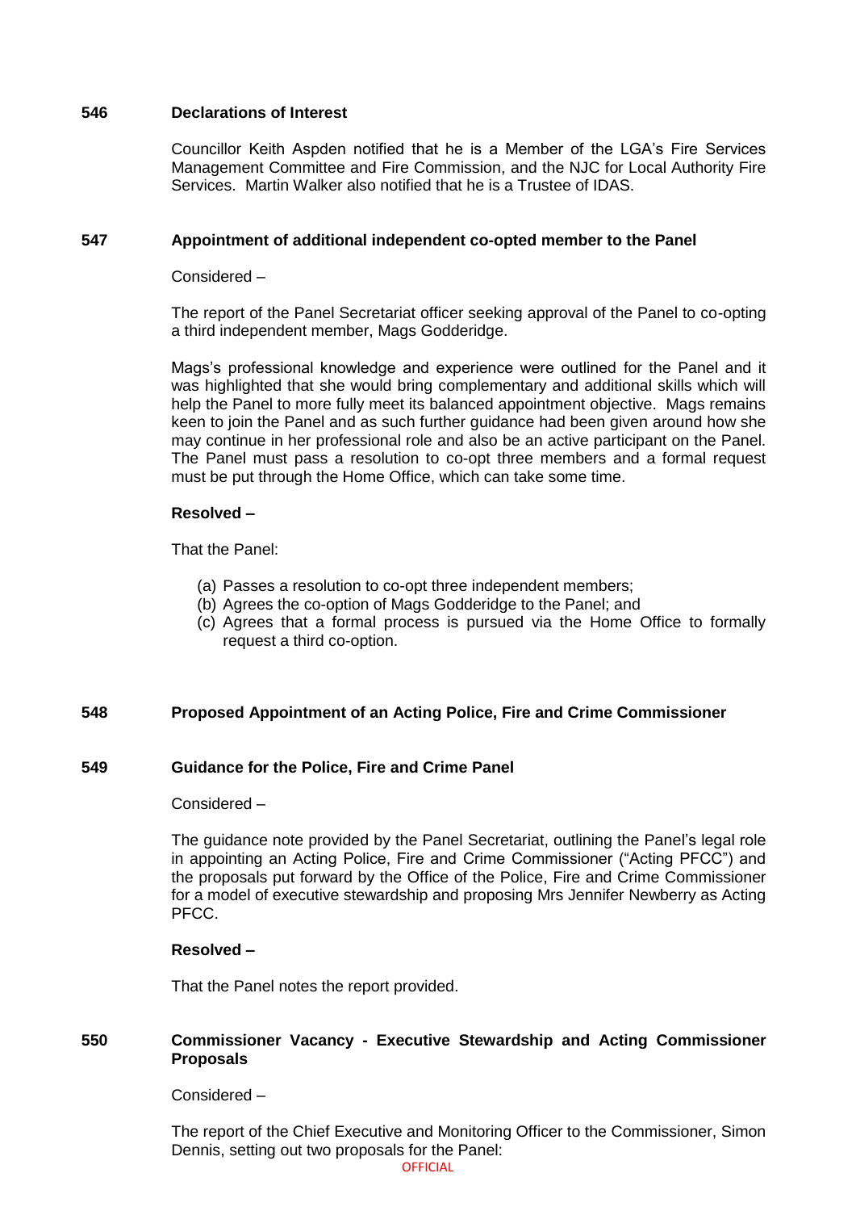**546 Declarations of Interest**

Councillor Keith Aspden notified that he is a Member of the LGA's Fire Services Management Committee and Fire Commission, and the NJC for Local Authority Fire Services. Martin Walker also notified that he is a Trustee of IDAS.

**547 Appointment of additional independent co-opted member to the Panel**

Considered –

The report of the Panel Secretariat officer seeking approval of the Panel to co-opting a third independent member, Mags Godderidge.

Mags's professional knowledge and experience were outlined for the Panel and it was highlighted that she would bring complementary and additional skills which will help the Panel to more fully meet its balanced appointment objective. Mags remains keen to join the Panel and as such further guidance had been given around how she may continue in her professional role and also be an active participant on the Panel. The Panel must pass a resolution to co-opt three members and a formal request must be put through the Home Office, which can take some time.

**Resolved –**

That the Panel:

(a) Passes a resolution to co-opt three independent members;
(b) Agrees the co-option of Mags Godderidge to the Panel; and
(c) Agrees that a formal process is pursued via the Home Office to formally request a third co-option.

**548 Proposed Appointment of an Acting Police, Fire and Crime Commissioner**

**549 Guidance for the Police, Fire and Crime Panel**

Considered –

The guidance note provided by the Panel Secretariat, outlining the Panel's legal role in appointing an Acting Police, Fire and Crime Commissioner ("Acting PFCC") and the proposals put forward by the Office of the Police, Fire and Crime Commissioner for a model of executive stewardship and proposing Mrs Jennifer Newberry as Acting PFCC.

**Resolved –**

That the Panel notes the report provided.

**550 Commissioner Vacancy - Executive Stewardship and Acting Commissioner Proposals**

Considered –

The report of the Chief Executive and Monitoring Officer to the Commissioner, Simon Dennis, setting out two proposals for the Panel: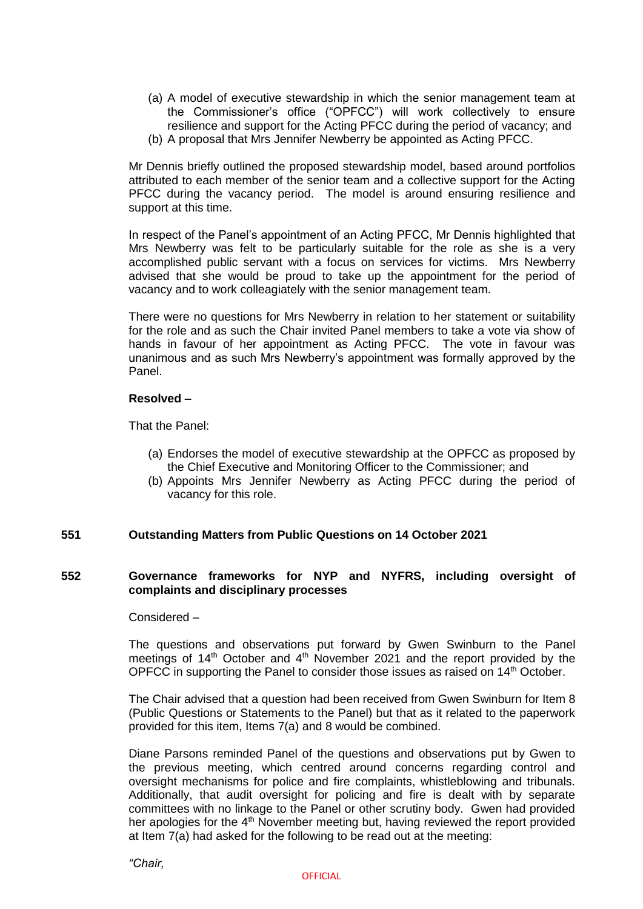(a) A model of executive stewardship in which the senior management team at the Commissioner's office ("OPFCC") will work collectively to ensure resilience and support for the Acting PFCC during the period of vacancy; and
(b) A proposal that Mrs Jennifer Newberry be appointed as Acting PFCC.

Mr Dennis briefly outlined the proposed stewardship model, based around portfolios attributed to each member of the senior team and a collective support for the Acting PFCC during the vacancy period. The model is around ensuring resilience and support at this time.

In respect of the Panel's appointment of an Acting PFCC, Mr Dennis highlighted that Mrs Newberry was felt to be particularly suitable for the role as she is a very accomplished public servant with a focus on services for victims. Mrs Newberry advised that she would be proud to take up the appointment for the period of vacancy and to work colleagiately with the senior management team.

There were no questions for Mrs Newberry in relation to her statement or suitability for the role and as such the Chair invited Panel members to take a vote via show of hands in favour of her appointment as Acting PFCC. The vote in favour was unanimous and as such Mrs Newberry's appointment was formally approved by the Panel.

**Resolved –**

That the Panel:

(a) Endorses the model of executive stewardship at the OPFCC as proposed by the Chief Executive and Monitoring Officer to the Commissioner; and
(b) Appoints Mrs Jennifer Newberry as Acting PFCC during the period of vacancy for this role.

## 551 Outstanding Matters from Public Questions on 14 October 2021

## 552 Governance frameworks for NYP and NYFRS, including oversight of complaints and disciplinary processes

Considered –

The questions and observations put forward by Gwen Swinburn to the Panel meetings of 14th October and 4th November 2021 and the report provided by the OPFCC in supporting the Panel to consider those issues as raised on 14th October.

The Chair advised that a question had been received from Gwen Swinburn for Item 8 (Public Questions or Statements to the Panel) but that as it related to the paperwork provided for this item, Items 7(a) and 8 would be combined.

Diane Parsons reminded Panel of the questions and observations put by Gwen to the previous meeting, which centred around concerns regarding control and oversight mechanisms for police and fire complaints, whistleblowing and tribunals. Additionally, that audit oversight for policing and fire is dealt with by separate committees with no linkage to the Panel or other scrutiny body. Gwen had provided her apologies for the 4th November meeting but, having reviewed the report provided at Item 7(a) had asked for the following to be read out at the meeting:

*"Chair,*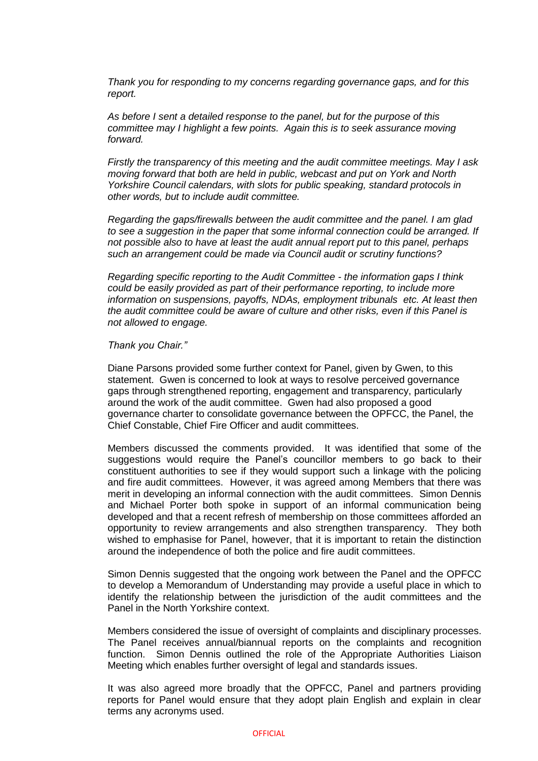*Thank you for responding to my concerns regarding governance gaps, and for this report.*

*As before I sent a detailed response to the panel, but for the purpose of this committee may I highlight a few points. Again this is to seek assurance moving forward.*

*Firstly the transparency of this meeting and the audit committee meetings. May I ask moving forward that both are held in public, webcast and put on York and North Yorkshire Council calendars, with slots for public speaking, standard protocols in other words, but to include audit committee.*

*Regarding the gaps/firewalls between the audit committee and the panel. I am glad to see a suggestion in the paper that some informal connection could be arranged. If not possible also to have at least the audit annual report put to this panel, perhaps such an arrangement could be made via Council audit or scrutiny functions?*

*Regarding specific reporting to the Audit Committee - the information gaps I think could be easily provided as part of their performance reporting, to include more information on suspensions, payoffs, NDAs, employment tribunals etc. At least then the audit committee could be aware of culture and other risks, even if this Panel is not allowed to engage.*

*Thank you Chair."*

Diane Parsons provided some further context for Panel, given by Gwen, to this statement. Gwen is concerned to look at ways to resolve perceived governance gaps through strengthened reporting, engagement and transparency, particularly around the work of the audit committee. Gwen had also proposed a good governance charter to consolidate governance between the OPFCC, the Panel, the Chief Constable, Chief Fire Officer and audit committees.

Members discussed the comments provided. It was identified that some of the suggestions would require the Panel's councillor members to go back to their constituent authorities to see if they would support such a linkage with the policing and fire audit committees. However, it was agreed among Members that there was merit in developing an informal connection with the audit committees. Simon Dennis and Michael Porter both spoke in support of an informal communication being developed and that a recent refresh of membership on those committees afforded an opportunity to review arrangements and also strengthen transparency. They both wished to emphasise for Panel, however, that it is important to retain the distinction around the independence of both the police and fire audit committees.

Simon Dennis suggested that the ongoing work between the Panel and the OPFCC to develop a Memorandum of Understanding may provide a useful place in which to identify the relationship between the jurisdiction of the audit committees and the Panel in the North Yorkshire context.

Members considered the issue of oversight of complaints and disciplinary processes. The Panel receives annual/biannual reports on the complaints and recognition function. Simon Dennis outlined the role of the Appropriate Authorities Liaison Meeting which enables further oversight of legal and standards issues.

It was also agreed more broadly that the OPFCC, Panel and partners providing reports for Panel would ensure that they adopt plain English and explain in clear terms any acronyms used.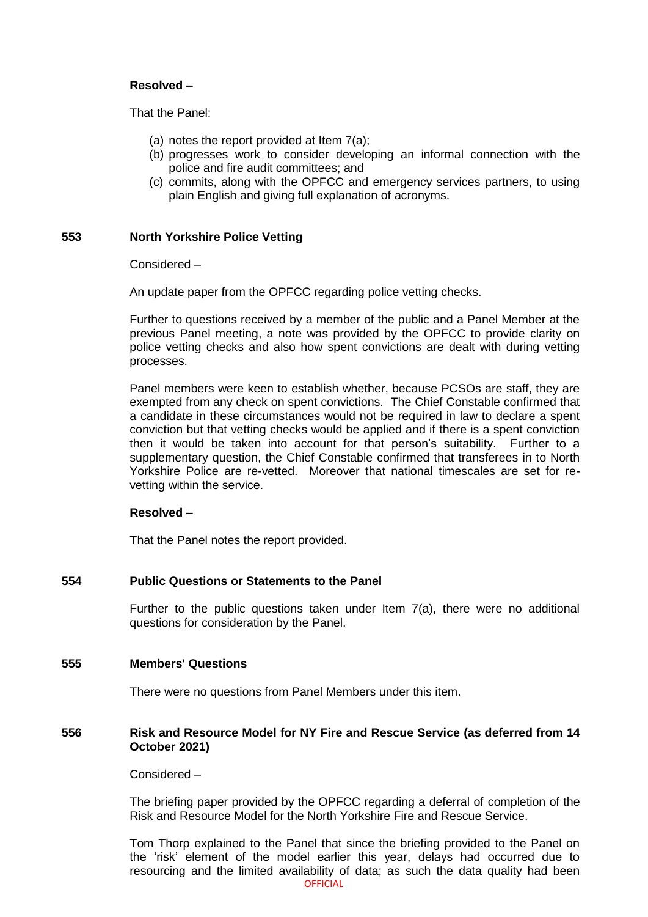**Resolved –**

That the Panel:

(a) notes the report provided at Item 7(a);
(b) progresses work to consider developing an informal connection with the police and fire audit committees; and
(c) commits, along with the OPFCC and emergency services partners, to using plain English and giving full explanation of acronyms.

## 553 North Yorkshire Police Vetting

Considered –

An update paper from the OPFCC regarding police vetting checks.

Further to questions received by a member of the public and a Panel Member at the previous Panel meeting, a note was provided by the OPFCC to provide clarity on police vetting checks and also how spent convictions are dealt with during vetting processes.

Panel members were keen to establish whether, because PCSOs are staff, they are exempted from any check on spent convictions. The Chief Constable confirmed that a candidate in these circumstances would not be required in law to declare a spent conviction but that vetting checks would be applied and if there is a spent conviction then it would be taken into account for that person's suitability. Further to a supplementary question, the Chief Constable confirmed that transferees in to North Yorkshire Police are re-vetted. Moreover that national timescales are set for re-vetting within the service.

**Resolved –**

That the Panel notes the report provided.

## 554 Public Questions or Statements to the Panel

Further to the public questions taken under Item 7(a), there were no additional questions for consideration by the Panel.

## 555 Members' Questions

There were no questions from Panel Members under this item.

## 556 Risk and Resource Model for NY Fire and Rescue Service (as deferred from 14 October 2021)

Considered –

The briefing paper provided by the OPFCC regarding a deferral of completion of the Risk and Resource Model for the North Yorkshire Fire and Rescue Service.

Tom Thorp explained to the Panel that since the briefing provided to the Panel on the 'risk' element of the model earlier this year, delays had occurred due to resourcing and the limited availability of data; as such the data quality had been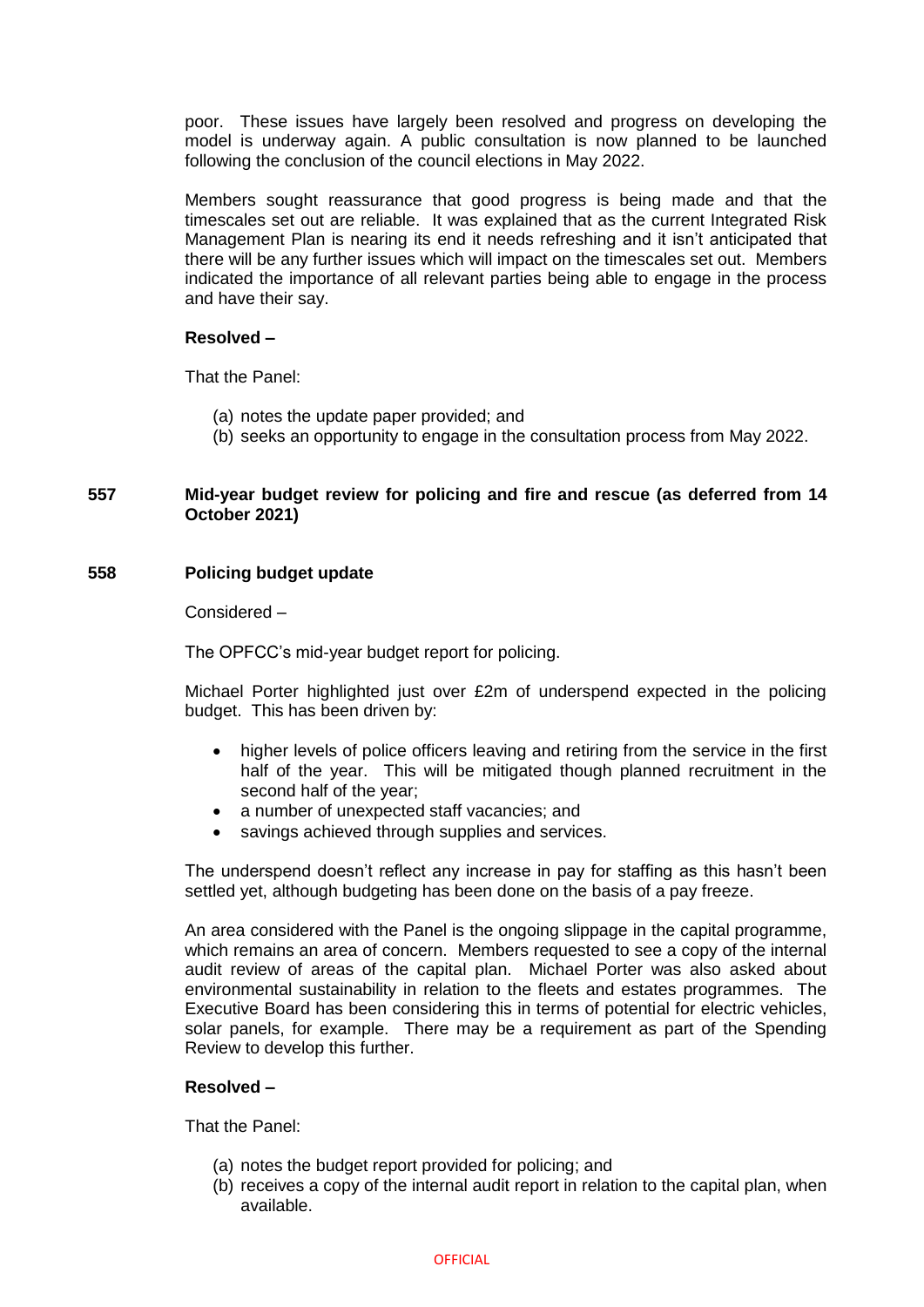poor. These issues have largely been resolved and progress on developing the model is underway again. A public consultation is now planned to be launched following the conclusion of the council elections in May 2022.

Members sought reassurance that good progress is being made and that the timescales set out are reliable. It was explained that as the current Integrated Risk Management Plan is nearing its end it needs refreshing and it isn't anticipated that there will be any further issues which will impact on the timescales set out. Members indicated the importance of all relevant parties being able to engage in the process and have their say.

**Resolved –**

That the Panel:

(a) notes the update paper provided; and
(b) seeks an opportunity to engage in the consultation process from May 2022.

### 557 Mid-year budget review for policing and fire and rescue (as deferred from 14 October 2021)

### 558 Policing budget update

Considered –

The OPFCC's mid-year budget report for policing.

Michael Porter highlighted just over £2m of underspend expected in the policing budget. This has been driven by:

- higher levels of police officers leaving and retiring from the service in the first half of the year. This will be mitigated though planned recruitment in the second half of the year;
- a number of unexpected staff vacancies; and
- savings achieved through supplies and services.

The underspend doesn't reflect any increase in pay for staffing as this hasn't been settled yet, although budgeting has been done on the basis of a pay freeze.

An area considered with the Panel is the ongoing slippage in the capital programme, which remains an area of concern. Members requested to see a copy of the internal audit review of areas of the capital plan. Michael Porter was also asked about environmental sustainability in relation to the fleets and estates programmes. The Executive Board has been considering this in terms of potential for electric vehicles, solar panels, for example. There may be a requirement as part of the Spending Review to develop this further.

**Resolved –**

That the Panel:

(a) notes the budget report provided for policing; and
(b) receives a copy of the internal audit report in relation to the capital plan, when available.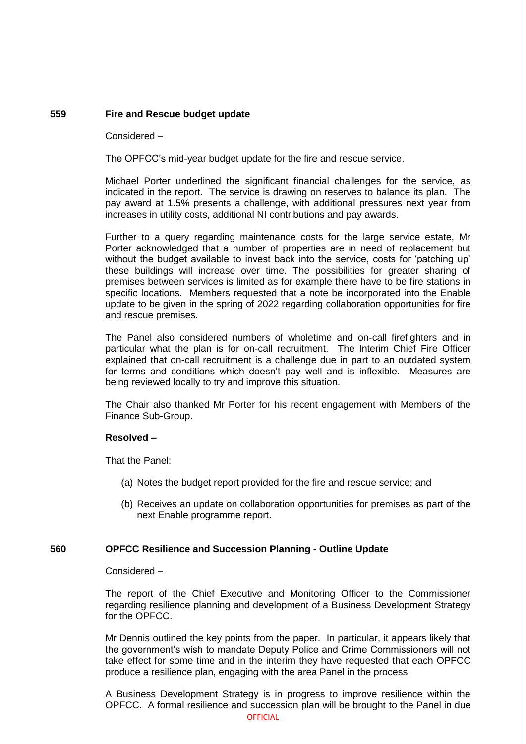## 559 Fire and Rescue budget update

Considered –

The OPFCC's mid-year budget update for the fire and rescue service.

Michael Porter underlined the significant financial challenges for the service, as indicated in the report. The service is drawing on reserves to balance its plan. The pay award at 1.5% presents a challenge, with additional pressures next year from increases in utility costs, additional NI contributions and pay awards.

Further to a query regarding maintenance costs for the large service estate, Mr Porter acknowledged that a number of properties are in need of replacement but without the budget available to invest back into the service, costs for 'patching up' these buildings will increase over time. The possibilities for greater sharing of premises between services is limited as for example there have to be fire stations in specific locations. Members requested that a note be incorporated into the Enable update to be given in the spring of 2022 regarding collaboration opportunities for fire and rescue premises.

The Panel also considered numbers of wholetime and on-call firefighters and in particular what the plan is for on-call recruitment. The Interim Chief Fire Officer explained that on-call recruitment is a challenge due in part to an outdated system for terms and conditions which doesn't pay well and is inflexible. Measures are being reviewed locally to try and improve this situation.

The Chair also thanked Mr Porter for his recent engagement with Members of the Finance Sub-Group.

**Resolved –**

That the Panel:

(a) Notes the budget report provided for the fire and rescue service; and

(b) Receives an update on collaboration opportunities for premises as part of the next Enable programme report.

## 560 OPFCC Resilience and Succession Planning - Outline Update

Considered –

The report of the Chief Executive and Monitoring Officer to the Commissioner regarding resilience planning and development of a Business Development Strategy for the OPFCC.

Mr Dennis outlined the key points from the paper. In particular, it appears likely that the government's wish to mandate Deputy Police and Crime Commissioners will not take effect for some time and in the interim they have requested that each OPFCC produce a resilience plan, engaging with the area Panel in the process.

A Business Development Strategy is in progress to improve resilience within the OPFCC. A formal resilience and succession plan will be brought to the Panel in due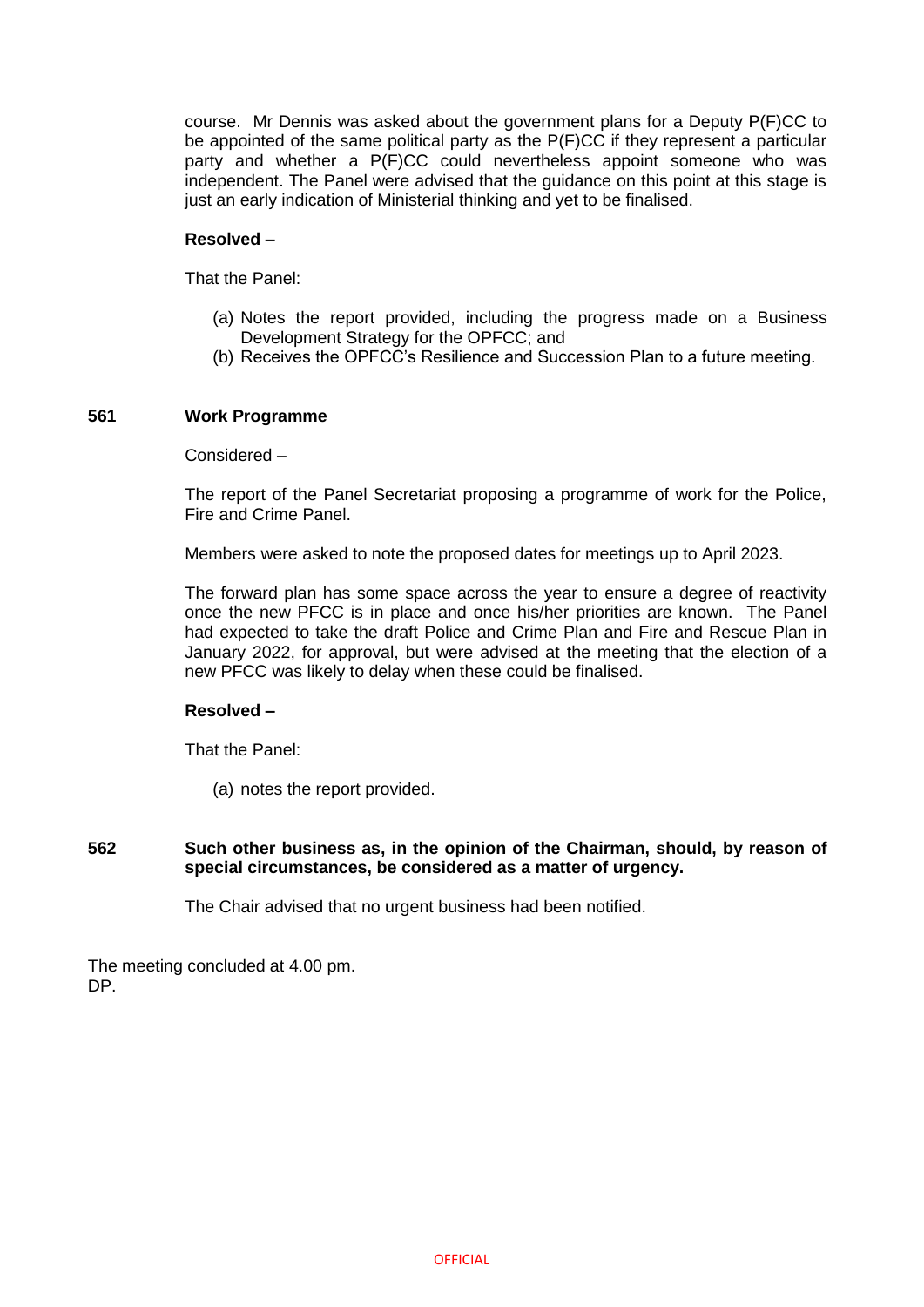course. Mr Dennis was asked about the government plans for a Deputy P(F)CC to be appointed of the same political party as the P(F)CC if they represent a particular party and whether a P(F)CC could nevertheless appoint someone who was independent. The Panel were advised that the guidance on this point at this stage is just an early indication of Ministerial thinking and yet to be finalised.

**Resolved –**

That the Panel:

(a) Notes the report provided, including the progress made on a Business Development Strategy for the OPFCC; and
(b) Receives the OPFCC's Resilience and Succession Plan to a future meeting.

**561 Work Programme**

Considered –

The report of the Panel Secretariat proposing a programme of work for the Police, Fire and Crime Panel.

Members were asked to note the proposed dates for meetings up to April 2023.

The forward plan has some space across the year to ensure a degree of reactivity once the new PFCC is in place and once his/her priorities are known. The Panel had expected to take the draft Police and Crime Plan and Fire and Rescue Plan in January 2022, for approval, but were advised at the meeting that the election of a new PFCC was likely to delay when these could be finalised.

**Resolved –**

That the Panel:

(a) notes the report provided.

**562 Such other business as, in the opinion of the Chairman, should, by reason of special circumstances, be considered as a matter of urgency.**

The Chair advised that no urgent business had been notified.

The meeting concluded at 4.00 pm.
DP.

OFFICIAL